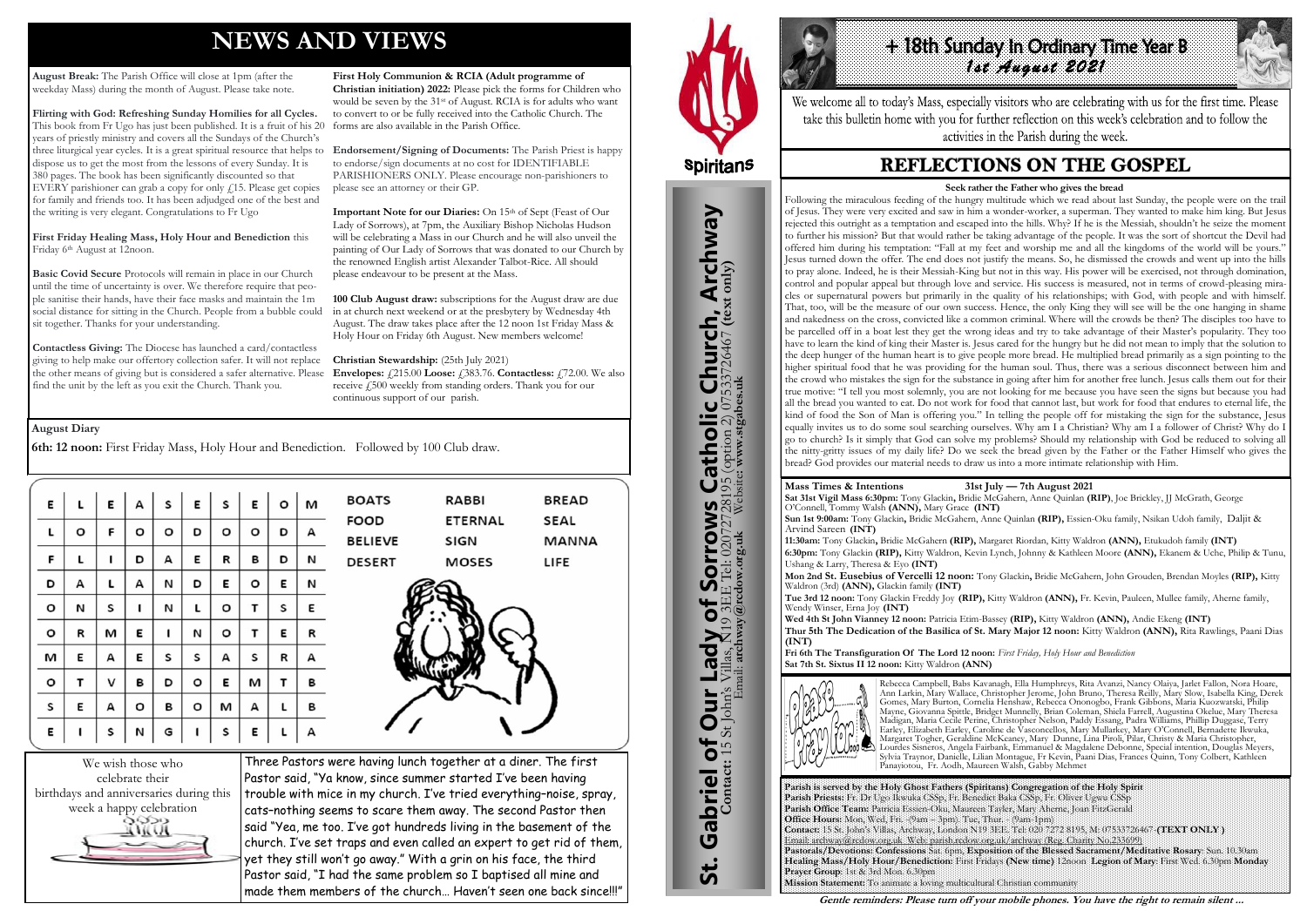# NEWS AND VIEWS

**August Break:** The Parish Office will close at 1pm (after the weekday Mass) during the month of August. Please take note.

**Flirting with God: Refreshing Sunday Homilies for all Cycles.** This book from Fr Ugo has just been published. It is a fruit of his 20 years of priestly ministry and covers all the Sundays of the Church's three liturgical year cycles. It is a great spiritual resource that helps to dispose us to get the most from the lessons of every Sunday. It is 380 pages. The book has been significantly discounted so that EVERY parishioner can grab a copy for only £15. Please get copies for family and friends too. It has been adjudged one of the best and the writing is very elegant. Congratulations to Fr Ugo

**First Friday Healing Mass, Holy Hour and Benediction** this Friday 6th August at 12noon.

**Basic Covid Secure** Protocols will remain in place in our Church until the time of uncertainty is over. We therefore require that people sanitise their hands, have their face masks and maintain the 1m social distance for sitting in the Church. People from a bubble could sit together. Thanks for your understanding.

**Contactless Giving:** The Diocese has launched a card/contactless giving to help make our offertory collection safer. It will not replace the other means of giving but is considered a safer alternative. Please find the unit by the left as you exit the Church. Thank you.

**First Holy Communion & RCIA (Adult programme of Christian initiation) 2022:** Please pick the forms for Children who would be seven by the 31st of August. RCIA is for adults who want to convert to or be fully received into the Catholic Church. The forms are also available in the Parish Office.

**Endorsement/Signing of Documents:** The Parish Priest is happy to endorse/sign documents at no cost for IDENTIFIABLE PARISHIONERS ONLY. Please encourage non-parishioners to please see an attorney or their GP.

**Important Note for our Diaries:** On 15th of Sept (Feast of Our Lady of Sorrows), at 7pm, the Auxiliary Bishop Nicholas Hudson will be celebrating a Mass in our Church and he will also unveil the painting of Our Lady of Sorrows that was donated to our Church by the renowned English artist Alexander Talbot-Rice. All should please endeavour to be present at the Mass.

**100 Club August draw:** subscriptions for the August draw are due in at church next weekend or at the presbytery by Wednesday 4th August. The draw takes place after the 12 noon 1st Friday Mass & Holy Hour on Friday 6th August. New members welcome!

**Christian Stewardship:** (25th July 2021)
**Envelopes:** £215.00 **Loose:** £383.76. **Contactless:** £72.00. We also receive £500 weekly from standing orders. Thank you for our continuous support of our parish.

**August Diary**

**6th: 12 noon:** First Friday Mass, Holy Hour and Benediction. Followed by 100 Club draw.

| E | L | E | A | S | E | S | E | O | M |
|---|---|---|---|---|---|---|---|---|---|
| L | O | F | O | O | D | O | O | D | A |
| F | L | I | D | A | E | R | B | D | N |
| D | A | L | A | N | D | E | O | E | N |
| O | N | S | I | N | L | O | T | S | E |
| O | R | M | E | I | N | O | T | E | R |
| M | E | A | E | S | S | A | S | R | A |
| O | T | V | B | D | O | E | M | T | B |
| S | E | A | O | B | O | M | A | L | B |
| E | I | S | N | G | I | S | E | L | A |

BOATS, RABBI, BREAD, FOOD, ETERNAL, SEAL, BELIEVE, SIGN, MANNA, DESERT, MOSES, LIFE

We wish those who celebrate their birthdays and anniversaries during this week a happy celebration

Three Pastors were having lunch together at a diner. The first Pastor said, "Ya know, since summer started I've been having trouble with mice in my church. I've tried everything–noise, spray, cats–nothing seems to scare them away. The second Pastor then said "Yea, me too. I've got hundreds living in the basement of the church. I've set traps and even called an expert to get rid of them, yet they still won't go away." With a grin on his face, the third Pastor said, "I had the same problem so I baptised all mine and made them members of the church… Haven't seen one back since!!!"

Spiritans

**St. Gabriel of Our Lady of Sorrows Catholic Church, Archway**
**Contact:** 15 St John's Villas, N19 3EE Tel: 02072728195 (option 2) 07533726467 (text only)
Email: **archway@rcdow.org.uk** Website: **www.stgabes.uk**

# + 18th Sunday In Ordinary Time Year B
## 1st August 2021

We welcome all to today's Mass, especially visitors who are celebrating with us for the first time. Please take this bulletin home with you for further reflection on this week's celebration and to follow the activities in the Parish during the week.

## REFLECTIONS ON THE GOSPEL

**Seek rather the Father who gives the bread**

Following the miraculous feeding of the hungry multitude which we read about last Sunday, the people were on the trail of Jesus. They were very excited and saw in him a wonder-worker, a superman. They wanted to make him king. But Jesus rejected this outright as a temptation and escaped into the hills. Why? If he is the Messiah, shouldn't he seize the moment to further his mission? But that would rather be taking advantage of the people. It was the sort of shortcut the Devil had offered him during his temptation: "Fall at my feet and worship me and all the kingdoms of the world will be yours." Jesus turned down the offer. The end does not justify the means. So, he dismissed the crowds and went up into the hills to pray alone. Indeed, he is their Messiah-King but not in this way. His power will be exercised, not through domination, control and popular appeal but through love and service. His success is measured, not in terms of crowd-pleasing miracles or supernatural powers but primarily in the quality of his relationships; with God, with people and with himself. That, too, will be the measure of our own success. Hence, the only King they will see will be the one hanging in shame and nakedness on the cross, convicted like a common criminal. Where will the crowds be then? The disciples too have to be parcelled off in a boat lest they get the wrong ideas and try to take advantage of their Master's popularity. They too have to learn the kind of king their Master is. Jesus cared for the hungry but he did not mean to imply that the solution to the deep hunger of the human heart is to give people more bread. He multiplied bread primarily as a sign pointing to the higher spiritual food that he was providing for the human soul. Thus, there was a serious disconnect between him and the crowd who mistakes the sign for the substance in going after him for another free lunch. Jesus calls them out for their true motive: "I tell you most solemnly, you are not looking for me because you have seen the signs but because you had all the bread you wanted to eat. Do not work for food that cannot last, but work for food that endures to eternal life, the kind of food the Son of Man is offering you." In telling the people off for mistaking the sign for the substance, Jesus equally invites us to do some soul searching ourselves. Why am I a Christian? Why am I a follower of Christ? Why do I go to church? Is it simply that God can solve my problems? Should my relationship with God be reduced to solving all the nitty-gritty issues of my daily life? Do we seek the bread given by the Father or the Father Himself who gives the bread? God provides our material needs to draw us into a more intimate relationship with Him.

**Mass Times & Intentions** **31st July — 7th August 2021**

**Sat 31st Vigil Mass 6:30pm:** Tony Glackin**,** Bridie McGahern, Anne Quinlan **(RIP)**, Joe Brickley, JJ McGrath, George O'Connell, Tommy Walsh **(ANN),** Mary Grace **(INT)**

**Sun 1st 9:00am:** Tony Glackin**,** Bridie McGahern, Anne Quinlan **(RIP),** Essien-Oku family, Nsikan Udoh family, Daljit & Arvind Sareen **(INT)**

**11:30am:** Tony Glackin**,** Bridie McGahern **(RIP),** Margaret Riordan, Kitty Waldron **(ANN),** Etukudoh family **(INT)**

**6:30pm:** Tony Glackin **(RIP),** Kitty Waldron, Kevin Lynch, Johnny & Kathleen Moore **(ANN),** Ekanem & Uche, Philip & Tunu, Ushang & Larry, Theresa & Eyo **(INT)**

**Mon 2nd St. Eusebius of Vercelli 12 noon:** Tony Glackin**,** Bridie McGahern, John Grouden, Brendan Moyles **(RIP),** Kitty Waldron (3rd) **(ANN),** Glackin family **(INT)**

**Tue 3rd 12 noon:** Tony Glackin Freddy Joy **(RIP),** Kitty Waldron **(ANN),** Fr. Kevin, Pauleen, Mullee family, Aherne family, Wendy Winser, Erna Joy **(INT)**

**Wed 4th St John Vianney 12 noon:** Patricia Etim-Bassey **(RIP),** Kitty Waldron **(ANN),** Andie Ekeng **(INT)**

**Thur 5th The Dedication of the Basilica of St. Mary Major 12 noon:** Kitty Waldron **(ANN),** Rita Rawlings, Paani Dias **(INT)**

**Fri 6th The Transfiguration Of The Lord 12 noon:** *First Friday, Holy Hour and Benediction*

**Sat 7th St. Sixtus II 12 noon:** Kitty Waldron **(ANN)**

Please Pray for...

Rebecca Campbell, Babs Kavanagh, Ella Humphreys, Rita Avanzi, Nancy Olaiya, Jarlet Fallon, Nora Hoare, Ann Larkin, Mary Wallace, Christopher Jerome, John Bruno, Theresa Reilly, Mary Slow, Isabella King, Derek Gomes, Mary Burton, Cornelia Henshaw, Rebecca Ononogbo, Frank Gibbons, Maria Kuozwatski, Philip Mayne, Giovanna Spittle, Bridget Munnelly, Brian Coleman, Shiela Farrell, Augustina Okelue, Mary Theresa Madigan, Maria Cecile Perine, Christopher Nelson, Paddy Essang, Padra Williams, Phillip Duggase, Terry Earley, Elizabeth Earley, Caroline de Vasconcellos, Mary Mullarkey, Mary O'Connell, Bernadette Ikwuka, Margaret Togher, Geraldine McKeaney, Mary Dunne, Lina Piroli, Pilar, Christy & Maria Christopher, Lourdes Sisneros, Angela Fairbank, Emmanuel & Magdalene Debonne, Special intention, Douglas Meyers, Sylvia Traynor, Danielle, Lilian Montague, Fr Kevin, Paani Dias, Frances Quinn, Tony Colbert, Kathleen Panayiotou, Fr. Aodh, Maureen Walsh, Gabby Mehmet

**Parish is served by the Holy Ghost Fathers (Spiritans) Congregation of the Holy Spirit**
**Parish Priests:** Fr. Dr Ugo Ikwuka CSSp, Fr. Benedict Baka CSSp, Fr. Oliver Ugwu CSSp
**Parish Office Team:** Patricia Essien-Oku, Maureen Tayler, Mary Aherne, Joan FitzGerald
**Office Hours:** Mon, Wed, Fri. -(9am – 3pm) Tue, Thur. - (9am-1pm)
**Contact:** 15 St. John's Villas, Archway, London N19 3EE. Tel: 020 7272 8195. M: 07533726467 **(TEXT ONLY )**
Email: archway@rcdow.org.uk Web: parishes.rcdow.org.uk/archway (Reg. Charity No 233699)
**Pastorals/Devotions: Confessions** Sat. 6pm, **Exposition of the Blessed Sacrament/Meditative Rosary**: Sun. 10.30am
**Healing Mass/Holy Hour/Benediction**: First Fridays **(New time)** 12noon **Legion of Mary**: First Wed. 6.30pm **Monday Prayer Group**: 1st & 3rd Mon. 6.30pm
**Mission Statement:** To animate a loving multicultural Christian community

***Gentle reminders: Please turn off your mobile phones. You have the right to remain silent ...***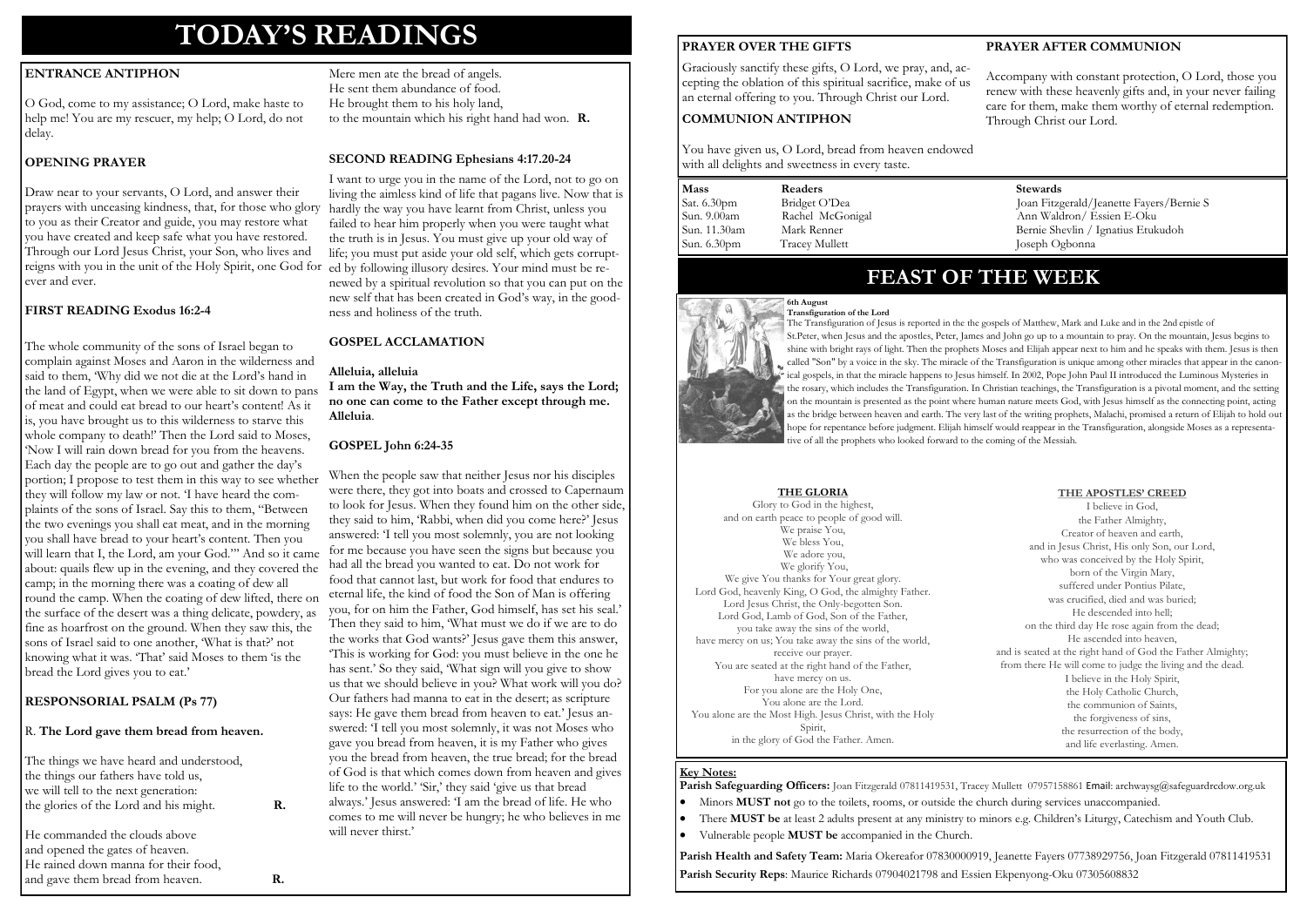# TODAY'S READINGS

## ENTRANCE ANTIPHON

O God, come to my assistance; O Lord, make haste to help me! You are my rescuer, my help; O Lord, do not delay.

## OPENING PRAYER

Draw near to your servants, O Lord, and answer their prayers with unceasing kindness, that, for those who glory to you as their Creator and guide, you may restore what you have created and keep safe what you have restored. Through our Lord Jesus Christ, your Son, who lives and reigns with you in the unit of the Holy Spirit, one God for ever and ever.

## FIRST READING Exodus 16:2-4

The whole community of the sons of Israel began to complain against Moses and Aaron in the wilderness and said to them, 'Why did we not die at the Lord's hand in the land of Egypt, when we were able to sit down to pans of meat and could eat bread to our heart's content! As it is, you have brought us to this wilderness to starve this whole company to death!' Then the Lord said to Moses, 'Now I will rain down bread for you from the heavens. Each day the people are to go out and gather the day's portion; I propose to test them in this way to see whether they will follow my law or not. 'I have heard the complaints of the sons of Israel. Say this to them, "Between the two evenings you shall eat meat, and in the morning you shall have bread to your heart's content. Then you will learn that I, the Lord, am your God."' And so it came about: quails flew up in the evening, and they covered the camp; in the morning there was a coating of dew all round the camp. When the coating of dew lifted, there on the surface of the desert was a thing delicate, powdery, as fine as hoarfrost on the ground. When they saw this, the sons of Israel said to one another, 'What is that?' not knowing what it was. 'That' said Moses to them 'is the bread the Lord gives you to eat.'

## RESPONSORIAL PSALM (Ps 77)

R. **The Lord gave them bread from heaven.**

The things we have heard and understood,
the things our fathers have told us,
we will tell to the next generation:
the glories of the Lord and his might. **R.**

He commanded the clouds above
and opened the gates of heaven.
He rained down manna for their food,
and gave them bread from heaven. **R.**

Mere men ate the bread of angels.
He sent them abundance of food.
He brought them to his holy land,
to the mountain which his right hand had won. **R.**

## SECOND READING Ephesians 4:17.20-24

I want to urge you in the name of the Lord, not to go on living the aimless kind of life that pagans live. Now that is hardly the way you have learnt from Christ, unless you failed to hear him properly when you were taught what the truth is in Jesus. You must give up your old way of life; you must put aside your old self, which gets corrupted by following illusory desires. Your mind must be renewed by a spiritual revolution so that you can put on the new self that has been created in God's way, in the goodness and holiness of the truth.

## GOSPEL ACCLAMATION

**Alleluia, alleluia**
**I am the Way, the Truth and the Life, says the Lord; no one can come to the Father except through me. Alleluia**.

## GOSPEL John 6:24-35

When the people saw that neither Jesus nor his disciples were there, they got into boats and crossed to Capernaum to look for Jesus. When they found him on the other side, they said to him, 'Rabbi, when did you come here?' Jesus answered: 'I tell you most solemnly, you are not looking for me because you have seen the signs but because you had all the bread you wanted to eat. Do not work for food that cannot last, but work for food that endures to eternal life, the kind of food the Son of Man is offering you, for on him the Father, God himself, has set his seal.' Then they said to him, 'What must we do if we are to do the works that God wants?' Jesus gave them this answer, 'This is working for God: you must believe in the one he has sent.' So they said, 'What sign will you give to show us that we should believe in you? What work will you do? Our fathers had manna to eat in the desert; as scripture says: He gave them bread from heaven to eat.' Jesus answered: 'I tell you most solemnly, it was not Moses who gave you bread from heaven, it is my Father who gives you the bread from heaven, the true bread; for the bread of God is that which comes down from heaven and gives life to the world.' 'Sir,' they said 'give us that bread always.' Jesus answered: 'I am the bread of life. He who comes to me will never be hungry; he who believes in me will never thirst.'

## PRAYER OVER THE GIFTS

Graciously sanctify these gifts, O Lord, we pray, and, accepting the oblation of this spiritual sacrifice, make of us an eternal offering to you. Through Christ our Lord.

## COMMUNION ANTIPHON

You have given us, O Lord, bread from heaven endowed with all delights and sweetness in every taste.

## PRAYER AFTER COMMUNION

Accompany with constant protection, O Lord, those you renew with these heavenly gifts and, in your never failing care for them, make them worthy of eternal redemption. Through Christ our Lord.

| Mass | Readers | Stewards |
|---|---|---|
| Sat. 6.30pm | Bridget O'Dea | Joan Fitzgerald/Jeanette Fayers/Bernie S |
| Sun. 9.00am | Rachel McGonigal | Ann Waldron/ Essien E-Oku |
| Sun. 11.30am | Mark Renner | Bernie Shevlin / Ignatius Etukudoh |
| Sun. 6.30pm | Tracey Mullett | Joseph Ogbonna |

# FEAST OF THE WEEK

**6th August**
**Transfiguration of the Lord**

The Transfiguration of Jesus is reported in the the gospels of Matthew, Mark and Luke and in the 2nd epistle of St.Peter, when Jesus and the apostles, Peter, James and John go up to a mountain to pray. On the mountain, Jesus begins to shine with bright rays of light. Then the prophets Moses and Elijah appear next to him and he speaks with them. Jesus is then called "Son" by a voice in the sky. The miracle of the Transfiguration is unique among other miracles that appear in the canonical gospels, in that the miracle happens to Jesus himself. In 2002, Pope John Paul II introduced the Luminous Mysteries in the rosary, which includes the Transfiguration. In Christian teachings, the Transfiguration is a pivotal moment, and the setting on the mountain is presented as the point where human nature meets God, with Jesus himself as the connecting point, acting as the bridge between heaven and earth. The very last of the writing prophets, Malachi, promised a return of Elijah to hold out hope for repentance before judgment. Elijah himself would reappear in the Transfiguration, alongside Moses as a representative of all the prophets who looked forward to the coming of the Messiah.

### THE GLORIA

Glory to God in the highest,
and on earth peace to people of good will.
We praise You,
We bless You,
We adore you,
We glorify You,
We give You thanks for Your great glory.
Lord God, heavenly King, O God, the almighty Father.
Lord Jesus Christ, the Only-begotten Son.
Lord God, Lamb of God, Son of the Father,
you take away the sins of the world,
have mercy on us; You take away the sins of the world,
receive our prayer.
You are seated at the right hand of the Father,
have mercy on us.
For you alone are the Holy One,
You alone are the Lord.
You alone are the Most High. Jesus Christ, with the Holy Spirit,
in the glory of God the Father. Amen.

### THE APOSTLES' CREED

I believe in God,
the Father Almighty,
Creator of heaven and earth,
and in Jesus Christ, His only Son, our Lord,
who was conceived by the Holy Spirit,
born of the Virgin Mary,
suffered under Pontius Pilate,
was crucified, died and was buried;
He descended into hell;
on the third day He rose again from the dead;
He ascended into heaven,
and is seated at the right hand of God the Father Almighty;
from there He will come to judge the living and the dead.
I believe in the Holy Spirit,
the Holy Catholic Church,
the communion of Saints,
the forgiveness of sins,
the resurrection of the body,
and life everlasting. Amen.

## Key Notes:

**Parish Safeguarding Officers:** Joan Fitzgerald 07811419531, Tracey Mullett 07957158861 Email: archwaysg@safeguardrcdow.org.uk

- Minors **MUST not** go to the toilets, rooms, or outside the church during services unaccompanied.
- There **MUST be** at least 2 adults present at any ministry to minors e.g. Children's Liturgy, Catechism and Youth Club.
- Vulnerable people **MUST be** accompanied in the Church.

**Parish Health and Safety Team:** Maria Okereafor 07830000919, Jeanette Fayers 07738929756, Joan Fitzgerald 07811419531

**Parish Security Reps**: Maurice Richards 07904021798 and Essien Ekpenyong-Oku 07305608832